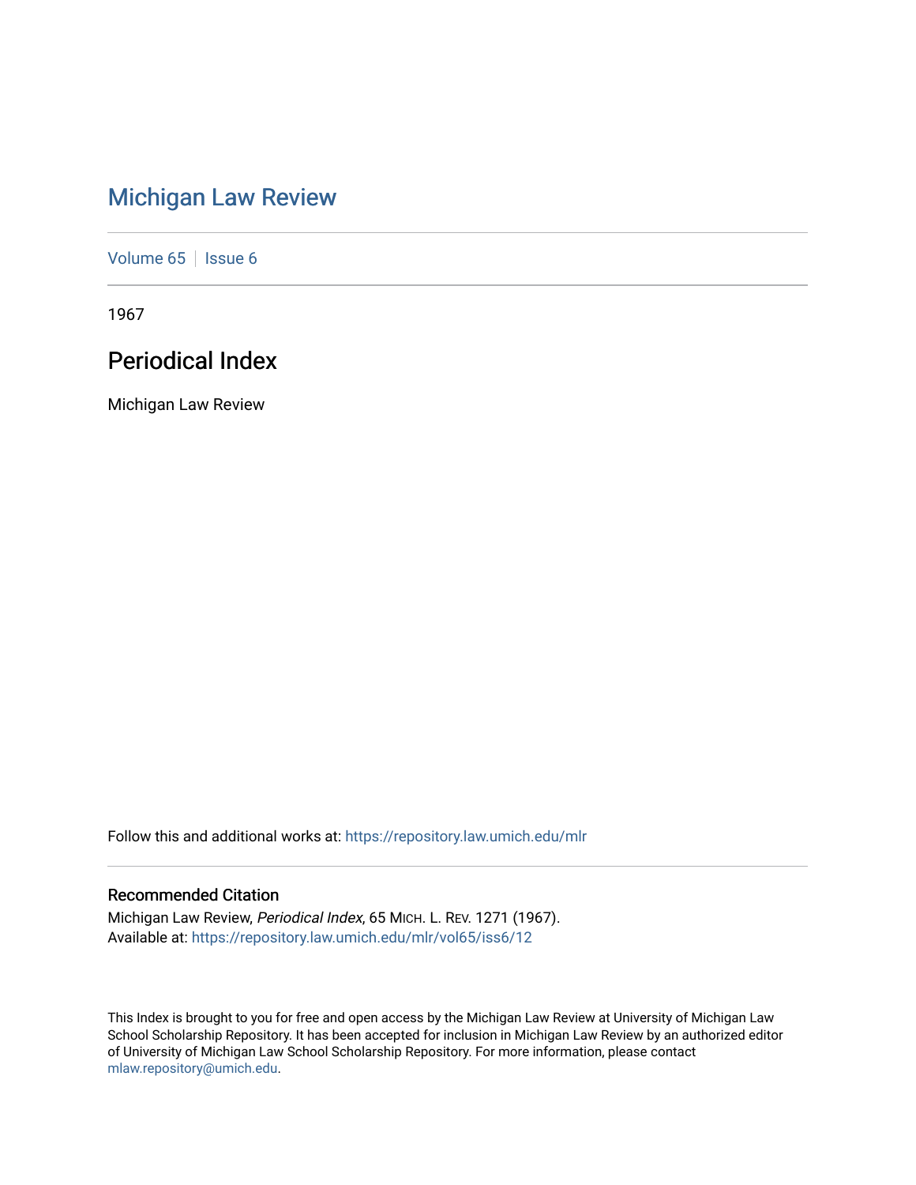# Michigan Law Review

Volume 65 | Issue 6

1967

## Periodical Index

Michigan Law Review

Follow this and additional works at: https://repository.law.umich.edu/mlr

### Recommended Citation

Michigan Law Review, *Periodical Index*, 65 MICH. L. REV. 1271 (1967).
Available at: https://repository.law.umich.edu/mlr/vol65/iss6/12

This Index is brought to you for free and open access by the Michigan Law Review at University of Michigan Law School Scholarship Repository. It has been accepted for inclusion in Michigan Law Review by an authorized editor of University of Michigan Law School Scholarship Repository. For more information, please contact mlaw.repository@umich.edu.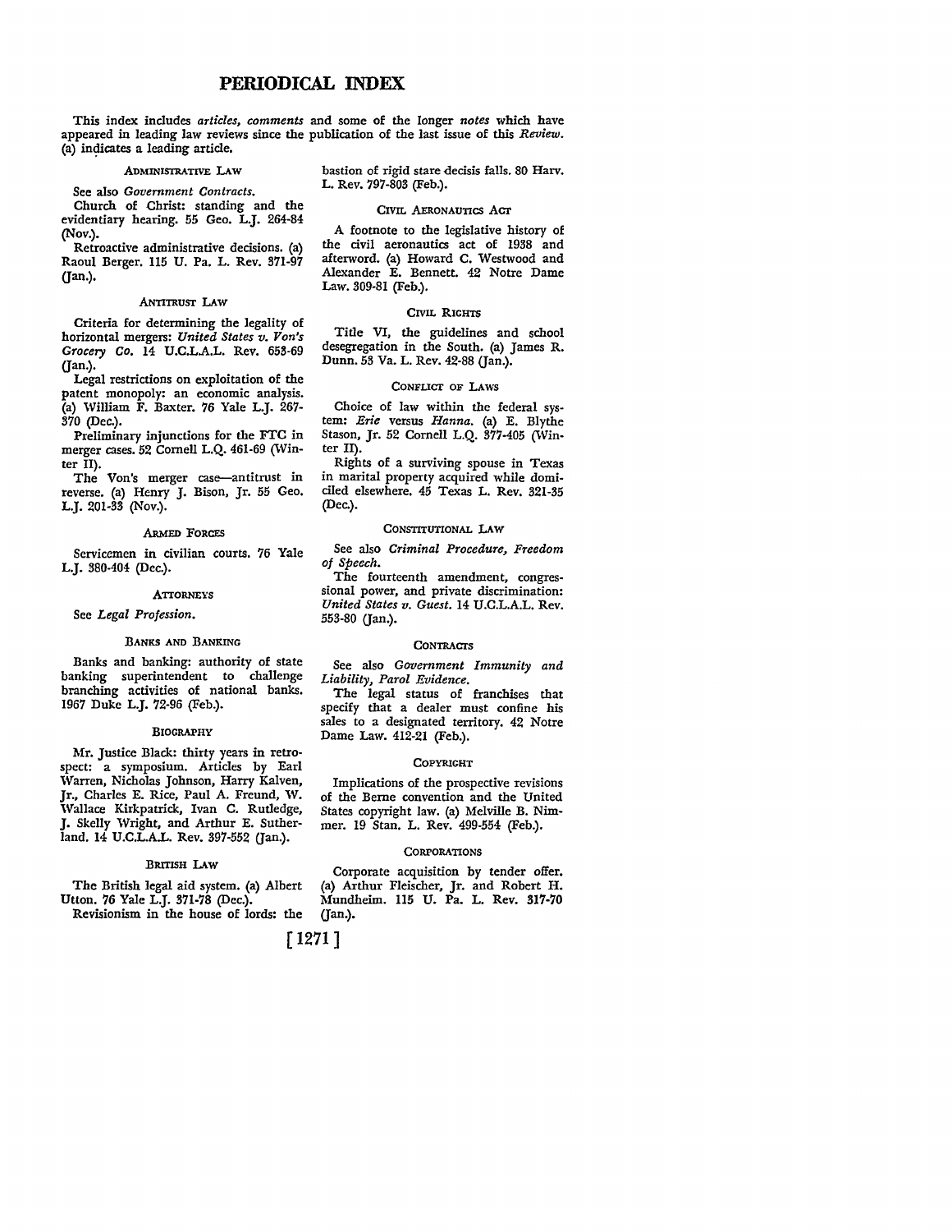# PERIODICAL INDEX

This index includes *articles, comments* and some of the longer *notes* which have appeared in leading law reviews since the publication of the last issue of this *Review*. (a) indicates a leading article.

### ADMINISTRATIVE LAW

See also *Government Contracts.*

Church of Christ: standing and the evidentiary hearing. 55 Geo. L.J. 264-84 (Nov.).

Retroactive administrative decisions. (a) Raoul Berger. 115 U. Pa. L. Rev. 371-97 (Jan.).

### ANTITRUST LAW

Criteria for determining the legality of horizontal mergers: *United States v. Von's Grocery Co.* 14 U.C.L.A.L. Rev. 653-69 (Jan.).

Legal restrictions on exploitation of the patent monopoly: an economic analysis. (a) William F. Baxter. 76 Yale L.J. 267-370 (Dec.).

Preliminary injunctions for the FTC in merger cases. 52 Cornell L.Q. 461-69 (Winter II).

The Von's merger case—antitrust in reverse. (a) Henry J. Bison, Jr. 55 Geo. L.J. 201-33 (Nov.).

### ARMED FORCES

Servicemen in civilian courts. 76 Yale L.J. 380-404 (Dec.).

### ATTORNEYS

See *Legal Profession.*

### BANKS AND BANKING

Banks and banking: authority of state banking superintendent to challenge branching activities of national banks. 1967 Duke L.J. 72-96 (Feb.).

### BIOGRAPHY

Mr. Justice Black: thirty years in retrospect: a symposium. Articles by Earl Warren, Nicholas Johnson, Harry Kalven, Jr., Charles E. Rice, Paul A. Freund, W. Wallace Kirkpatrick, Ivan C. Rutledge, J. Skelly Wright, and Arthur E. Sutherland. 14 U.C.L.A.L. Rev. 397-552 (Jan.).

### BRITISH LAW

The British legal aid system. (a) Albert Utton. 76 Yale L.J. 371-78 (Dec.).

Revisionism in the house of lords: the bastion of rigid stare decisis falls. 80 Harv. L. Rev. 797-803 (Feb.).

### CIVIL AERONAUTICS ACT

A footnote to the legislative history of the civil aeronautics act of 1938 and afterword. (a) Howard C. Westwood and Alexander E. Bennett. 42 Notre Dame Law. 309-81 (Feb.).

### CIVIL RIGHTS

Title VI, the guidelines and school desegregation in the South. (a) James R. Dunn. 53 Va. L. Rev. 42-88 (Jan.).

### CONFLICT OF LAWS

Choice of law within the federal system: *Erie* versus *Hanna.* (a) E. Blythe Stason, Jr. 52 Cornell L.Q. 377-405 (Winter II).

Rights of a surviving spouse in Texas in marital property acquired while domiciled elsewhere. 45 Texas L. Rev. 321-35 (Dec.).

### CONSTITUTIONAL LAW

See also *Criminal Procedure, Freedom of Speech.*

The fourteenth amendment, congressional power, and private discrimination: *United States v. Guest.* 14 U.C.L.A.L. Rev. 553-80 (Jan.).

### CONTRACTS

See also *Government Immunity and Liability, Parol Evidence.*

The legal status of franchises that specify that a dealer must confine his sales to a designated territory. 42 Notre Dame Law. 412-21 (Feb.).

### COPYRIGHT

Implications of the prospective revisions of the Berne convention and the United States copyright law. (a) Melville B. Nimmer. 19 Stan. L. Rev. 499-554 (Feb.).

### CORPORATIONS

Corporate acquisition by tender offer. (a) Arthur Fleischer, Jr. and Robert H. Mundheim. 115 U. Pa. L. Rev. 317-70 (Jan.).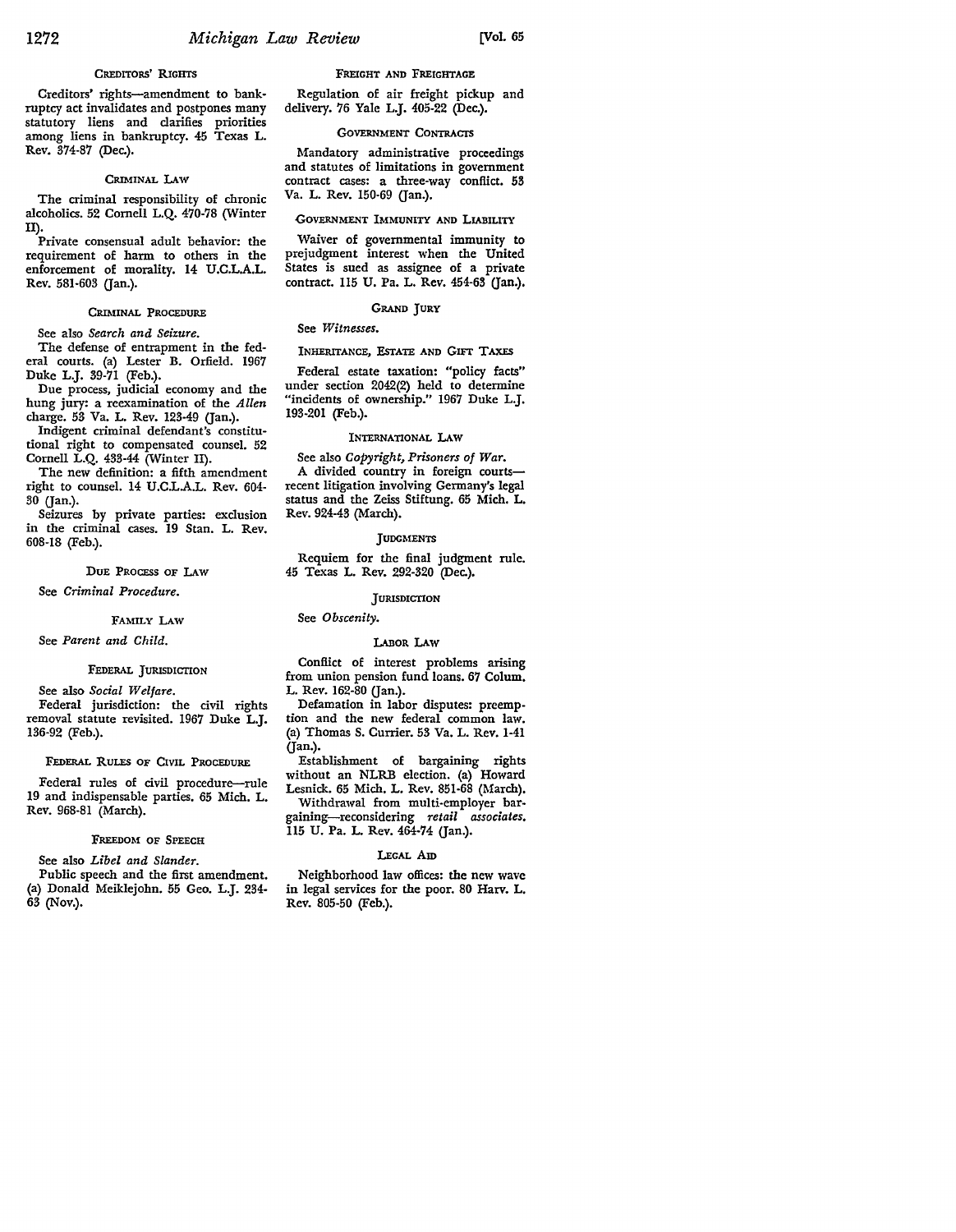### CREDITORS' RIGHTS

Creditors' rights—amendment to bankruptcy act invalidates and postpones many statutory liens and clarifies priorities among liens in bankruptcy. 45 Texas L. Rev. 374-87 (Dec.).

### CRIMINAL LAW

The criminal responsibility of chronic alcoholics. 52 Cornell L.Q. 470-78 (Winter II).

Private consensual adult behavior: the requirement of harm to others in the enforcement of morality. 14 U.C.L.A.L. Rev. 581-603 (Jan.).

### CRIMINAL PROCEDURE

See also *Search and Seizure.*

The defense of entrapment in the federal courts. (a) Lester B. Orfield. 1967 Duke L.J. 39-71 (Feb.).

Due process, judicial economy and the hung jury: a reexamination of the *Allen* charge. 53 Va. L. Rev. 123-49 (Jan.).

Indigent criminal defendant's constitutional right to compensated counsel. 52 Cornell L.Q. 433-44 (Winter II).

The new definition: a fifth amendment right to counsel. 14 U.C.L.A.L. Rev. 604-30 (Jan.).

Seizures by private parties: exclusion in the criminal cases. 19 Stan. L. Rev. 608-18 (Feb.).

### DUE PROCESS OF LAW

See *Criminal Procedure.*

### FAMILY LAW

See *Parent and Child.*

### FEDERAL JURISDICTION

See also *Social Welfare.*

Federal jurisdiction: the civil rights removal statute revisited. 1967 Duke L.J. 136-92 (Feb.).

### FEDERAL RULES OF CIVIL PROCEDURE

Federal rules of civil procedure—rule 19 and indispensable parties. 65 Mich. L. Rev. 968-81 (March).

### FREEDOM OF SPEECH

See also *Libel and Slander.*

Public speech and the first amendment. (a) Donald Meiklejohn. 55 Geo. L.J. 234-63 (Nov.).

### FREIGHT AND FREIGHTAGE

Regulation of air freight pickup and delivery. 76 Yale L.J. 405-22 (Dec.).

### GOVERNMENT CONTRACTS

Mandatory administrative proceedings and statutes of limitations in government contract cases: a three-way conflict. 53 Va. L. Rev. 150-69 (Jan.).

### GOVERNMENT IMMUNITY AND LIABILITY

Waiver of governmental immunity to prejudgment interest when the United States is sued as assignee of a private contract. 115 U. Pa. L. Rev. 454-63 (Jan.).

### GRAND JURY

See *Witnesses.*

### INHERITANCE, ESTATE AND GIFT TAXES

Federal estate taxation: "policy facts" under section 2042(2) held to determine "incidents of ownership." 1967 Duke L.J. 193-201 (Feb.).

### INTERNATIONAL LAW

See also *Copyright, Prisoners of War.*

A divided country in foreign courts—recent litigation involving Germany's legal status and the Zeiss Stiftung. 65 Mich. L. Rev. 924-43 (March).

### JUDGMENTS

Requiem for the final judgment rule. 45 Texas L. Rev. 292-320 (Dec.).

### JURISDICTION

See *Obscenity.*

### LABOR LAW

Conflict of interest problems arising from union pension fund loans. 67 Colum. L. Rev. 162-80 (Jan.).

Defamation in labor disputes: preemption and the new federal common law. (a) Thomas S. Currier. 53 Va. L. Rev. 1-41 (Jan.).

Establishment of bargaining rights without an NLRB election. (a) Howard Lesnick. 65 Mich. L. Rev. 851-68 (March).

Withdrawal from multi-employer bargaining—reconsidering *retail associates.* 115 U. Pa. L. Rev. 464-74 (Jan.).

### LEGAL AID

Neighborhood law offices: the new wave in legal services for the poor. 80 Harv. L. Rev. 805-50 (Feb.).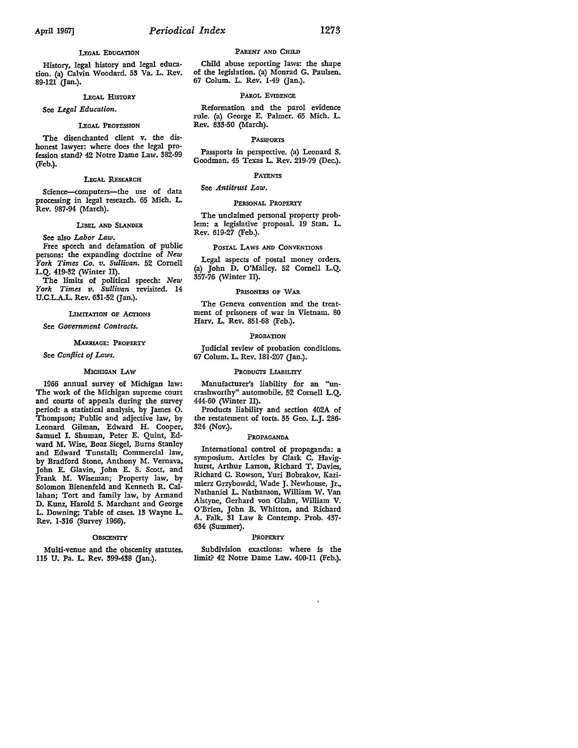### Legal Education

History, legal history and legal education. (a) Calvin Woodard. 53 Va. L. Rev. 89-121 (Jan.).

### Legal History

See *Legal Education.*

### Legal Profession

The disenchanted client v. the dishonest lawyer: where does the legal profession stand? 42 Notre Dame Law. 382-99 (Feb.).

### Legal Research

Science—computers—the use of data processing in legal research. 65 Mich. L. Rev. 987-94 (March).

### Libel and Slander

See also *Labor Law.*

Free speech and defamation of public persons: the expanding doctrine of *New York Times Co. v. Sullivan.* 52 Cornell L.Q. 419-32 (Winter II).

The limits of political speech: *New York Times v. Sullivan* revisited. 14 U.C.L.A.L. Rev. 631-52 (Jan.).

### Limitation of Actions

See *Government Contracts.*

### Marriage: Property

See *Conflict of Laws.*

### Michigan Law

1966 annual survey of Michigan law: The work of the Michigan supreme court and courts of appeals during the survey period: a statistical analysis, by James O. Thompson; Public and adjective law, by Leonard Gilman, Edward H. Cooper, Samuel I. Shuman, Peter E. Quint, Edward M. Wise, Boaz Siegel, Burns Stanley and Edward Tunstall; Commercial law, by Bradford Stone, Anthony M. Vernava, John E. Glavin, John E. S. Scott, and Frank M. Wiseman; Property law, by Solomon Bienenfeld and Kenneth R. Callahan; Tort and family law, by Armand D. Kunz, Harold S. Marchant and George L. Downing; Table of cases. 13 Wayne L. Rev. 1-316 (Survey 1966).

### Obscenity

Multi-venue and the obscenity statutes. 115 U. Pa. L. Rev. 399-438 (Jan.).

### Parent and Child

Child abuse reporting laws: the shape of the legislation. (a) Monrad G. Paulsen. 67 Colum. L. Rev. 1-49 (Jan.).

### Parol Evidence

Reformation and the parol evidence rule. (a) George E. Palmer. 65 Mich. L. Rev. 833-50 (March).

### Passports

Passports in perspective. (a) Leonard S. Goodman. 45 Texas L. Rev. 219-79 (Dec.).

### Patents

See *Antitrust Law.*

### Personal Property

The unclaimed personal property problem: a legislative proposal. 19 Stan. L. Rev. 619-27 (Feb.).

### Postal Laws and Conventions

Legal aspects of postal money orders. (a) John D. O'Malley. 52 Cornell L.Q. 357-76 (Winter II).

### Prisoners of War

The Geneva convention and the treatment of prisoners of war in Vietnam. 80 Harv. L. Rev. 851-68 (Feb.).

### Probation

Judicial review of probation conditions. 67 Colum. L. Rev. 181-207 (Jan.).

### Products Liability

Manufacturer's liability for an "uncrashworthy" automobile. 52 Cornell L.Q. 444-60 (Winter II).

Products liability and section 402A of the restatement of torts. 55 Geo. L.J. 286-324 (Nov.).

### Propaganda

International control of propaganda: a symposium. Articles by Clark C. Havighurst, Arthur Larson, Richard T. Davies, Richard C. Rowson, Yuri Bobrakov, Kazimierz Grzybowski, Wade J. Newhouse, Jr., Nathaniel L. Nathanson, William W. Van Alstyne, Gerhard von Glahn, William V. O'Brien, John B. Whitton, and Richard A. Falk. 31 Law & Contemp. Prob. 437-634 (Summer).

### Property

Subdivision exactions: where is the limit? 42 Notre Dame Law. 400-11 (Feb.).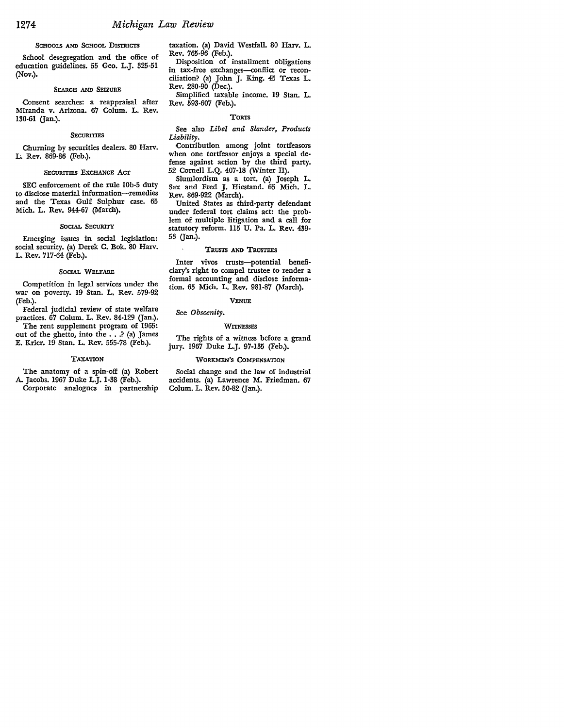### Schools and School Districts

School desegregation and the office of education guidelines. 55 Geo. L.J. 325-51 (Nov.).

### Search and Seizure

Consent searches: a reappraisal after Miranda v. Arizona. 67 Colum. L. Rev. 130-61 (Jan.).

### Securities

Churning by securities dealers. 80 Harv. L. Rev. 869-86 (Feb.).

### Securities Exchange Act

SEC enforcement of the rule 10b-5 duty to disclose material information—remedies and the Texas Gulf Sulphur case. 65 Mich. L. Rev. 944-67 (March).

### Social Security

Emerging issues in social legislation: social security. (a) Derek C. Bok. 80 Harv. L. Rev. 717-64 (Feb.).

### Social Welfare

Competition in legal services under the war on poverty. 19 Stan. L. Rev. 579-92 (Feb.).

Federal judicial review of state welfare practices. 67 Colum. L. Rev. 84-129 (Jan.).

The rent supplement program of 1965: out of the ghetto, into the . . .? (a) James E. Krier. 19 Stan. L. Rev. 555-78 (Feb.).

### Taxation

The anatomy of a spin-off (a) Robert A. Jacobs. 1967 Duke L.J. 1-38 (Feb.).

Corporate analogues in partnership taxation. (a) David Westfall. 80 Harv. L. Rev. 765-96 (Feb.).

Disposition of installment obligations in tax-free exchanges—conflict or reconciliation? (a) John J. King. 45 Texas L. Rev. 280-90 (Dec.).

Simplified taxable income. 19 Stan. L. Rev. 593-607 (Feb.).

### Torts

See also *Libel and Slander, Products Liability.*

Contribution among joint tortfeasors when one tortfeasor enjoys a special defense against action by the third party. 52 Cornell L.Q. 407-18 (Winter II).

Slumlordism as a tort. (a) Joseph L. Sax and Fred J. Hiestand. 65 Mich. L. Rev. 869-922 (March).

United States as third-party defendant under federal tort claims act: the problem of multiple litigation and a call for statutory reform. 115 U. Pa. L. Rev. 439-53 (Jan.).

### Trusts and Trustees

Inter vivos trusts—potential beneficiary's right to compel trustee to render a formal accounting and disclose information. 65 Mich. L. Rev. 981-87 (March).

### Venue

See *Obscenity.*

### Witnesses

The rights of a witness before a grand jury. 1967 Duke L.J. 97-135 (Feb.).

### Workmen's Compensation

Social change and the law of industrial accidents. (a) Lawrence M. Friedman. 67 Colum. L. Rev. 50-82 (Jan.).